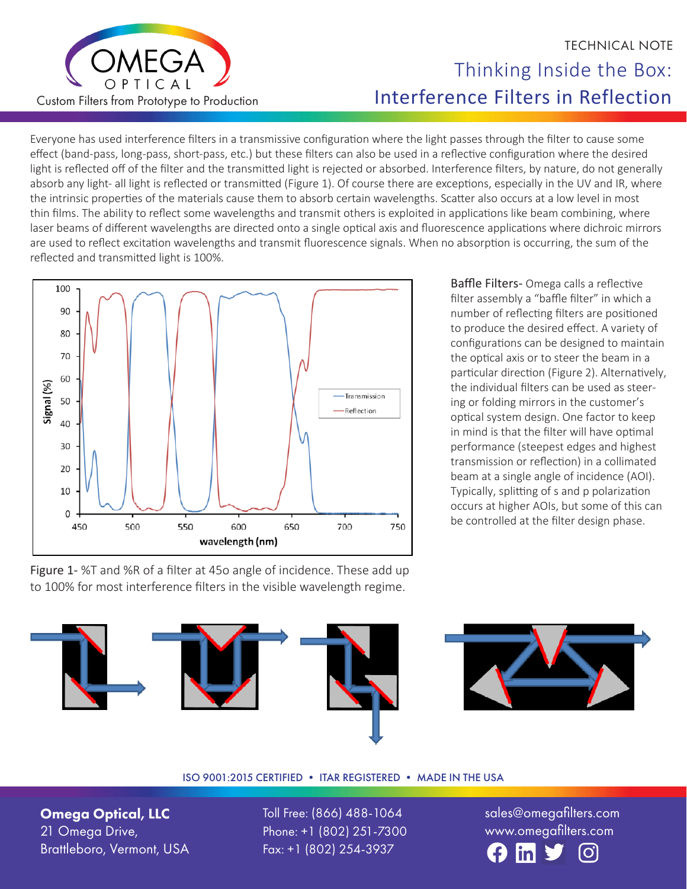TECHNICAL NOTE

# Thinking Inside the Box: Interference Filters in Reflection

Everyone has used interference filters in a transmissive configuration where the light passes through the filter to cause some effect (band-pass, long-pass, short-pass, etc.) but these filters can also be used in a reflective configuration where the desired light is reflected off of the filter and the transmitted light is rejected or absorbed. Interference filters, by nature, do not generally absorb any light- all light is reflected or transmitted (Figure 1). Of course there are exceptions, especially in the UV and IR, where the intrinsic properties of the materials cause them to absorb certain wavelengths. Scatter also occurs at a low level in most thin films. The ability to reflect some wavelengths and transmit others is exploited in applications like beam combining, where laser beams of different wavelengths are directed onto a single optical axis and fluorescence applications where dichroic mirrors are used to reflect excitation wavelengths and transmit fluorescence signals. When no absorption is occurring, the sum of the reflected and transmitted light is 100%.

Figure 1- %T and %R of a filter at 45o angle of incidence. These add up to 100% for most interference filters in the visible wavelength regime.

**Baffle Filters-** Omega calls a reflective filter assembly a "baffle filter" in which a number of reflecting filters are positioned to produce the desired effect. A variety of configurations can be designed to maintain the optical axis or to steer the beam in a particular direction (Figure 2). Alternatively, the individual filters can be used as steering or folding mirrors in the customer's optical system design. One factor to keep in mind is that the filter will have optimal performance (steepest edges and highest transmission or reflection) in a collimated beam at a single angle of incidence (AOI). Typically, splitting of s and p polarization occurs at higher AOIs, but some of this can be controlled at the filter design phase.

ISO 9001:2015 CERTIFIED • ITAR REGISTERED • MADE IN THE USA

**Omega Optical, LLC**
21 Omega Drive,
Brattleboro, Vermont, USA

Toll Free: (866) 488-1064
Phone: +1 (802) 251-7300
Fax: +1 (802) 254-3937

sales@omegafilters.com
www.omegafilters.com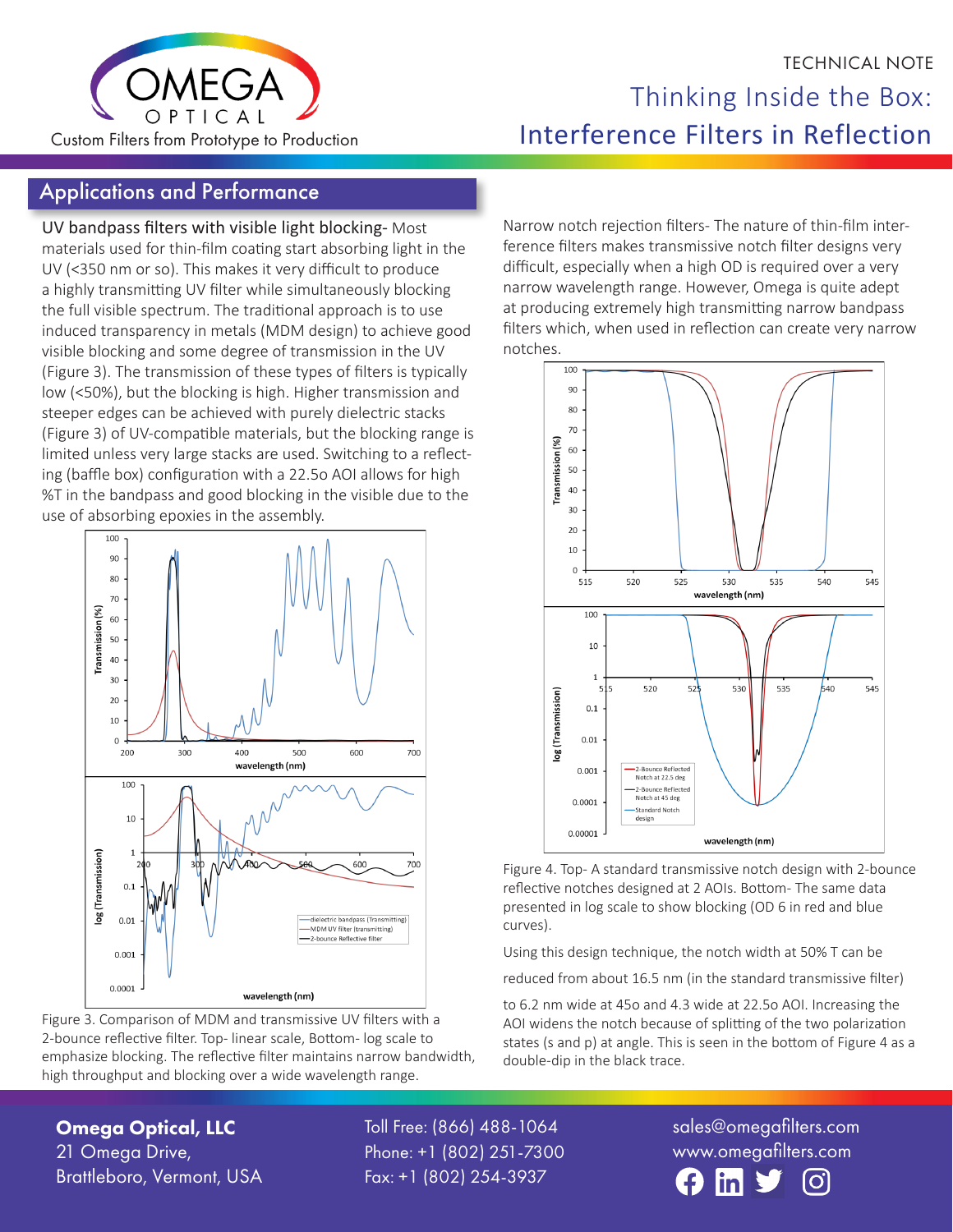## Applications and Performance

**UV bandpass filters with visible light blocking-** Most materials used for thin-film coating start absorbing light in the UV (<350 nm or so). This makes it very difficult to produce a highly transmitting UV filter while simultaneously blocking the full visible spectrum. The traditional approach is to use induced transparency in metals (MDM design) to achieve good visible blocking and some degree of transmission in the UV (Figure 3). The transmission of these types of filters is typically low (<50%), but the blocking is high. Higher transmission and steeper edges can be achieved with purely dielectric stacks (Figure 3) of UV-compatible materials, but the blocking range is limited unless very large stacks are used. Switching to a reflecting (baffle box) configuration with a 22.5o AOI allows for high %T in the bandpass and good blocking in the visible due to the use of absorbing epoxies in the assembly.

Transmission (%)
100
90
80
70
60
50
40
30
20
10
0
200 300 400 500 600 700
wavelength (nm)

log (Transmission)
100
10
1
0.1
0.01
0.001
0.0001
200 300 400 500 600 700
dielectric bandpass (Transmitting)
MDM UV filter (transmitting)
2-bounce Reflective filter
wavelength (nm)

Figure 3. Comparison of MDM and transmissive UV filters with a 2-bounce reflective filter. Top- linear scale, Bottom- log scale to emphasize blocking. The reflective filter maintains narrow bandwidth, high throughput and blocking over a wide wavelength range.

Narrow notch rejection filters- The nature of thin-film interference filters makes transmissive notch filter designs very difficult, especially when a high OD is required over a very narrow wavelength range. However, Omega is quite adept at producing extremely high transmitting narrow bandpass filters which, when used in reflection can create very narrow notches.

Transmission (%)
100
90
80
70
60
50
40
30
20
10
0
515 520 525 530 535 540 545
wavelength (nm)

log (Transmission)
100
10
1
0.1
0.01
0.001
0.0001
0.00001
515 520 525 530 535 540 545
2-Bounce Reflected Notch at 22.5 deg
2-Bounce Reflected Notch at 45 deg
Standard Notch design
wavelength (nm)

Figure 4. Top- A standard transmissive notch design with 2-bounce reflective notches designed at 2 AOIs. Bottom- The same data presented in log scale to show blocking (OD 6 in red and blue curves).

Using this design technique, the notch width at 50% T can be reduced from about 16.5 nm (in the standard transmissive filter) to 6.2 nm wide at 45o and 4.3 wide at 22.5o AOI. Increasing the AOI widens the notch because of splitting of the two polarization states (s and p) at angle. This is seen in the bottom of Figure 4 as a double-dip in the black trace.

**Omega Optical, LLC**
21 Omega Drive,
Brattleboro, Vermont, USA

Toll Free: (866) 488-1064
Phone: +1 (802) 251-7300
Fax: +1 (802) 254-3937

sales@omegafilters.com
www.omegafilters.com